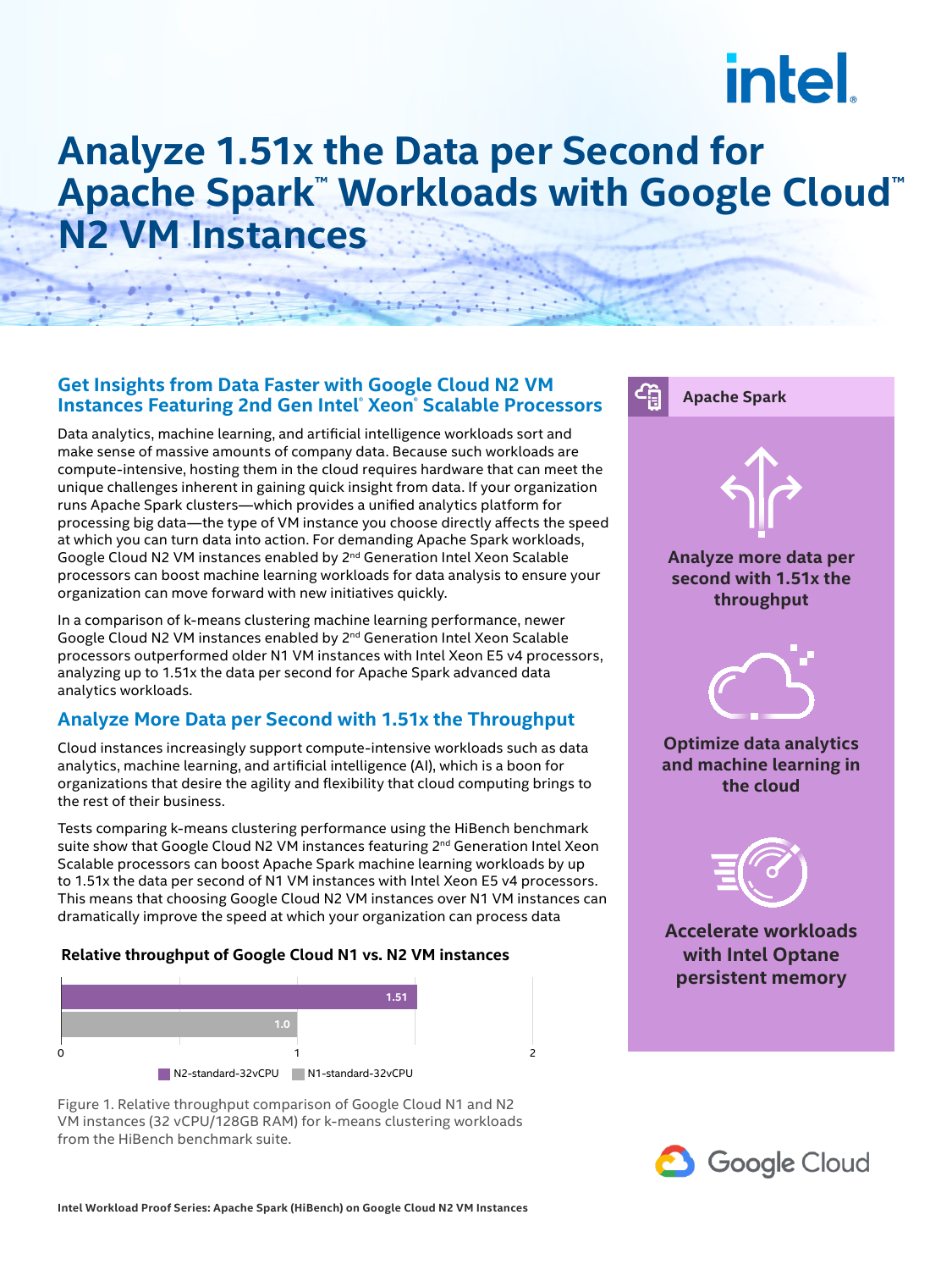# Analyze 1.51x the Data per Second for Apache Spark™ Workloads with Google Cloud™ N2 VM Instances

## Get Insights from Data Faster with Google Cloud N2 VM Instances Featuring 2nd Gen Intel® Xeon® Scalable Processors

Data analytics, machine learning, and artificial intelligence workloads sort and make sense of massive amounts of company data. Because such workloads are compute-intensive, hosting them in the cloud requires hardware that can meet the unique challenges inherent in gaining quick insight from data. If your organization runs Apache Spark clusters—which provides a unified analytics platform for processing big data—the type of VM instance you choose directly affects the speed at which you can turn data into action. For demanding Apache Spark workloads, Google Cloud N2 VM instances enabled by 2nd Generation Intel Xeon Scalable processors can boost machine learning workloads for data analysis to ensure your organization can move forward with new initiatives quickly.

In a comparison of k-means clustering machine learning performance, newer Google Cloud N2 VM instances enabled by 2nd Generation Intel Xeon Scalable processors outperformed older N1 VM instances with Intel Xeon E5 v4 processors, analyzing up to 1.51x the data per second for Apache Spark advanced data analytics workloads.

## Analyze More Data per Second with 1.51x the Throughput

Cloud instances increasingly support compute-intensive workloads such as data analytics, machine learning, and artificial intelligence (AI), which is a boon for organizations that desire the agility and flexibility that cloud computing brings to the rest of their business.

Tests comparing k-means clustering performance using the HiBench benchmark suite show that Google Cloud N2 VM instances featuring 2nd Generation Intel Xeon Scalable processors can boost Apache Spark machine learning workloads by up to 1.51x the data per second of N1 VM instances with Intel Xeon E5 v4 processors. This means that choosing Google Cloud N2 VM instances over N1 VM instances can dramatically improve the speed at which your organization can process data

**Relative throughput of Google Cloud N1 vs. N2 VM instances**

| Instance | Relative throughput |
|---|---|
| N2-standard-32vCPU | 1.51 |
| N1-standard-32vCPU | 1.0 |

Figure 1. Relative throughput comparison of Google Cloud N1 and N2 VM instances (32 vCPU/128GB RAM) for k-means clustering workloads from the HiBench benchmark suite.

**Apache Spark**

- Analyze more data per second with 1.51x the throughput
- Optimize data analytics and machine learning in the cloud
- Accelerate workloads with Intel Optane persistent memory

Intel Workload Proof Series: Apache Spark (HiBench) on Google Cloud N2 VM Instances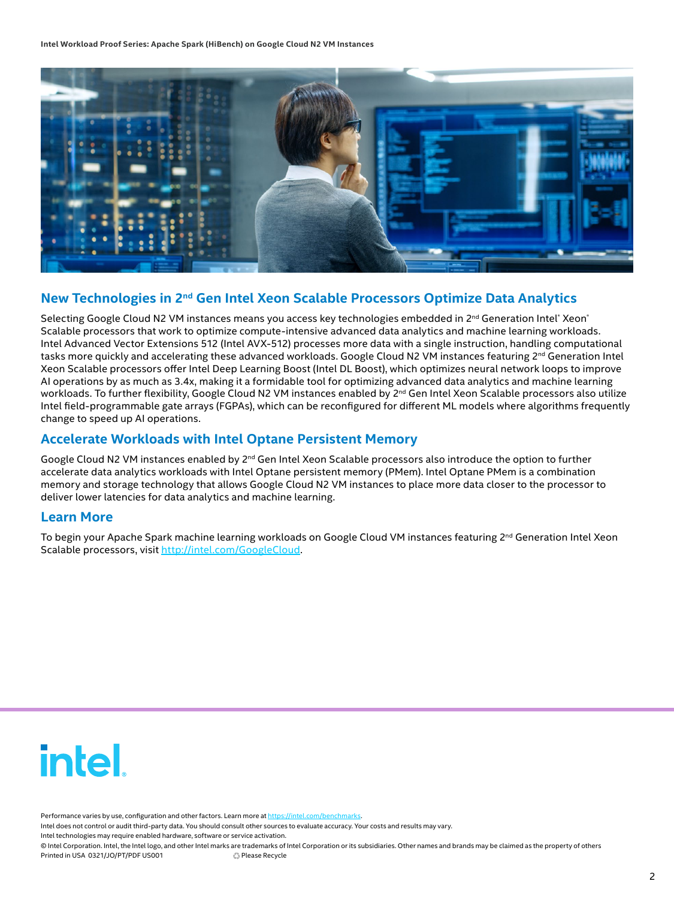## New Technologies in 2nd Gen Intel Xeon Scalable Processors Optimize Data Analytics

Selecting Google Cloud N2 VM instances means you access key technologies embedded in 2nd Generation Intel® Xeon® Scalable processors that work to optimize compute-intensive advanced data analytics and machine learning workloads. Intel Advanced Vector Extensions 512 (Intel AVX-512) processes more data with a single instruction, handling computational tasks more quickly and accelerating these advanced workloads. Google Cloud N2 VM instances featuring 2nd Generation Intel Xeon Scalable processors offer Intel Deep Learning Boost (Intel DL Boost), which optimizes neural network loops to improve AI operations by as much as 3.4x, making it a formidable tool for optimizing advanced data analytics and machine learning workloads. To further flexibility, Google Cloud N2 VM instances enabled by 2nd Gen Intel Xeon Scalable processors also utilize Intel field-programmable gate arrays (FGPAs), which can be reconfigured for different ML models where algorithms frequently change to speed up AI operations.

## Accelerate Workloads with Intel Optane Persistent Memory

Google Cloud N2 VM instances enabled by 2nd Gen Intel Xeon Scalable processors also introduce the option to further accelerate data analytics workloads with Intel Optane persistent memory (PMem). Intel Optane PMem is a combination memory and storage technology that allows Google Cloud N2 VM instances to place more data closer to the processor to deliver lower latencies for data analytics and machine learning.

## Learn More

To begin your Apache Spark machine learning workloads on Google Cloud VM instances featuring 2nd Generation Intel Xeon Scalable processors, visit http://intel.com/GoogleCloud.

intel.

Performance varies by use, configuration and other factors. Learn more at https://intel.com/benchmarks.

Intel does not control or audit third-party data. You should consult other sources to evaluate accuracy. Your costs and results may vary.

Intel technologies may require enabled hardware, software or service activation.

© Intel Corporation. Intel, the Intel logo, and other Intel marks are trademarks of Intel Corporation or its subsidiaries. Other names and brands may be claimed as the property of others

Printed in USA 0321/JO/PT/PDF US001 Please Recycle